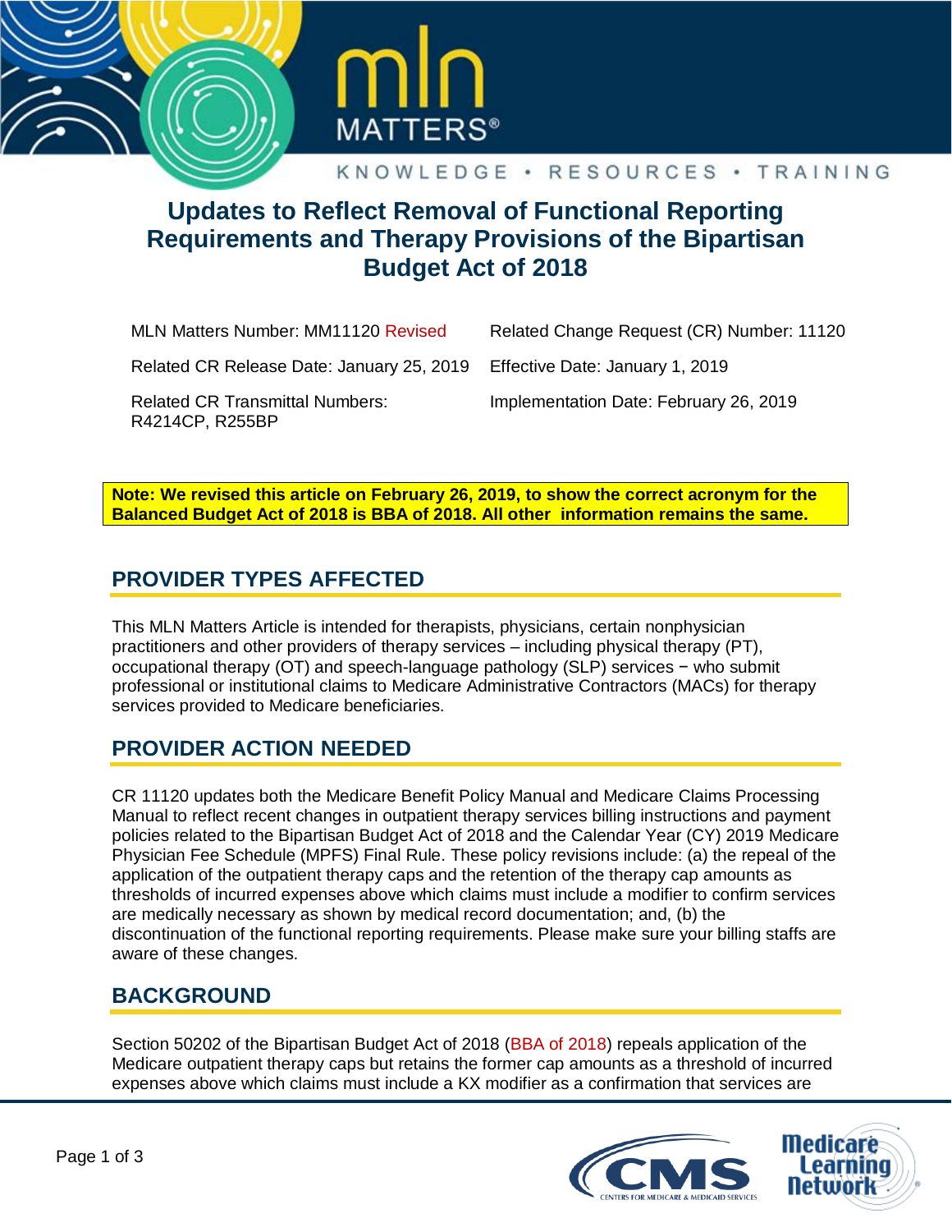# Updates to Reflect Removal of Functional Reporting Requirements and Therapy Provisions of the Bipartisan Budget Act of 2018

| | |
|---|---|
| MLN Matters Number: MM11120 Revised | Related Change Request (CR) Number: 11120 |
| Related CR Release Date: January 25, 2019 | Effective Date: January 1, 2019 |
| Related CR Transmittal Numbers: R4214CP, R255BP | Implementation Date: February 26, 2019 |

**Note: We revised this article on February 26, 2019, to show the correct acronym for the Balanced Budget Act of 2018 is BBA of 2018. All other information remains the same.**

## PROVIDER TYPES AFFECTED

This MLN Matters Article is intended for therapists, physicians, certain nonphysician practitioners and other providers of therapy services – including physical therapy (PT), occupational therapy (OT) and speech-language pathology (SLP) services − who submit professional or institutional claims to Medicare Administrative Contractors (MACs) for therapy services provided to Medicare beneficiaries.

## PROVIDER ACTION NEEDED

CR 11120 updates both the Medicare Benefit Policy Manual and Medicare Claims Processing Manual to reflect recent changes in outpatient therapy services billing instructions and payment policies related to the Bipartisan Budget Act of 2018 and the Calendar Year (CY) 2019 Medicare Physician Fee Schedule (MPFS) Final Rule. These policy revisions include: (a) the repeal of the application of the outpatient therapy caps and the retention of the therapy cap amounts as thresholds of incurred expenses above which claims must include a modifier to confirm services are medically necessary as shown by medical record documentation; and, (b) the discontinuation of the functional reporting requirements. Please make sure your billing staffs are aware of these changes.

## BACKGROUND

Section 50202 of the Bipartisan Budget Act of 2018 (BBA of 2018) repeals application of the Medicare outpatient therapy caps but retains the former cap amounts as a threshold of incurred expenses above which claims must include a KX modifier as a confirmation that services are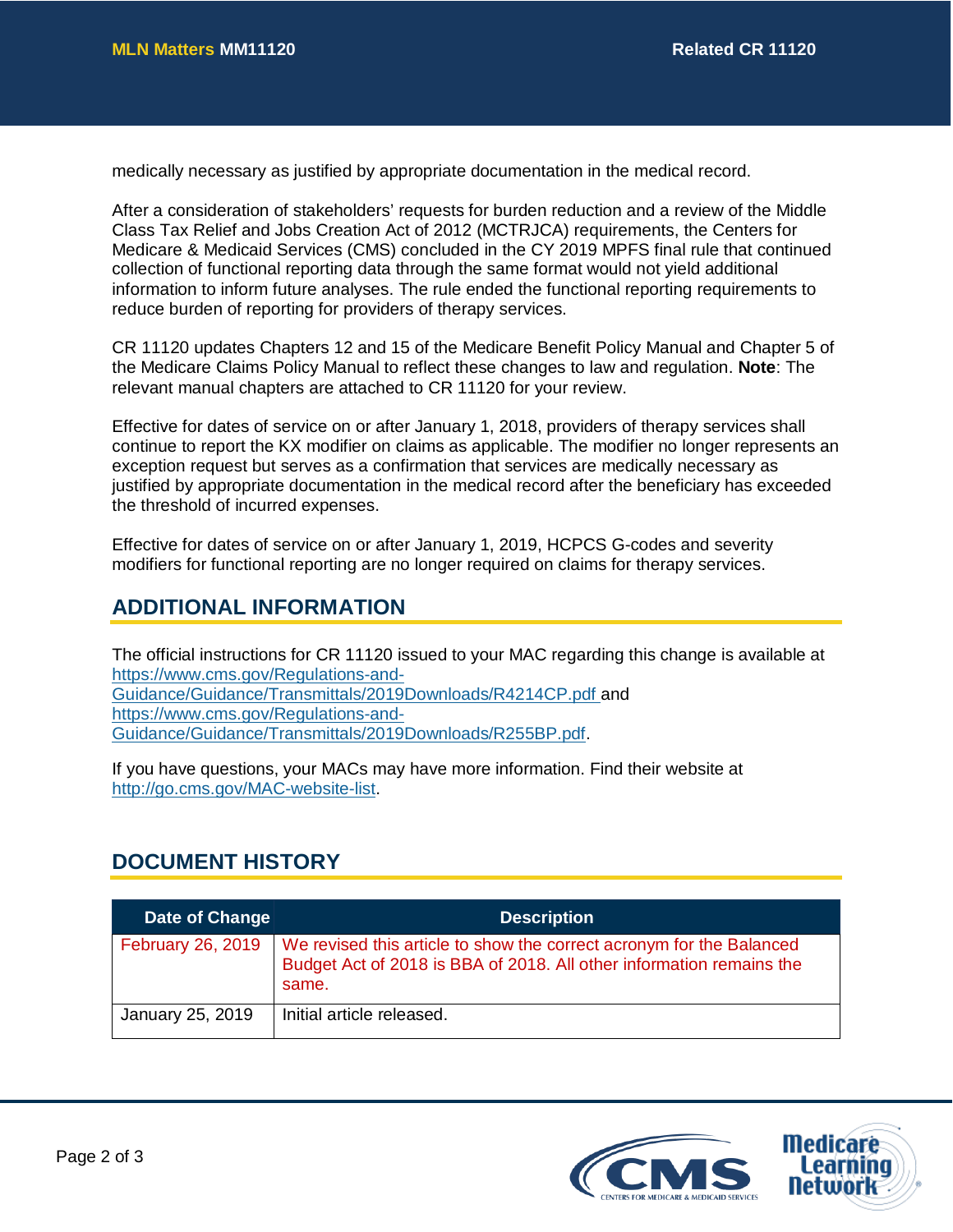medically necessary as justified by appropriate documentation in the medical record.

After a consideration of stakeholders' requests for burden reduction and a review of the Middle Class Tax Relief and Jobs Creation Act of 2012 (MCTRJCA) requirements, the Centers for Medicare & Medicaid Services (CMS) concluded in the CY 2019 MPFS final rule that continued collection of functional reporting data through the same format would not yield additional information to inform future analyses. The rule ended the functional reporting requirements to reduce burden of reporting for providers of therapy services.

CR 11120 updates Chapters 12 and 15 of the Medicare Benefit Policy Manual and Chapter 5 of the Medicare Claims Policy Manual to reflect these changes to law and regulation. **Note**: The relevant manual chapters are attached to CR 11120 for your review.

Effective for dates of service on or after January 1, 2018, providers of therapy services shall continue to report the KX modifier on claims as applicable. The modifier no longer represents an exception request but serves as a confirmation that services are medically necessary as justified by appropriate documentation in the medical record after the beneficiary has exceeded the threshold of incurred expenses.

Effective for dates of service on or after January 1, 2019, HCPCS G-codes and severity modifiers for functional reporting are no longer required on claims for therapy services.

## ADDITIONAL INFORMATION

The official instructions for CR 11120 issued to your MAC regarding this change is available at https://www.cms.gov/Regulations-and-Guidance/Guidance/Transmittals/2019Downloads/R4214CP.pdf and https://www.cms.gov/Regulations-and-Guidance/Guidance/Transmittals/2019Downloads/R255BP.pdf.

If you have questions, your MACs may have more information. Find their website at http://go.cms.gov/MAC-website-list.

## DOCUMENT HISTORY

| Date of Change | Description |
|---|---|
| February 26, 2019 | We revised this article to show the correct acronym for the Balanced Budget Act of 2018 is BBA of 2018. All other information remains the same. |
| January 25, 2019 | Initial article released. |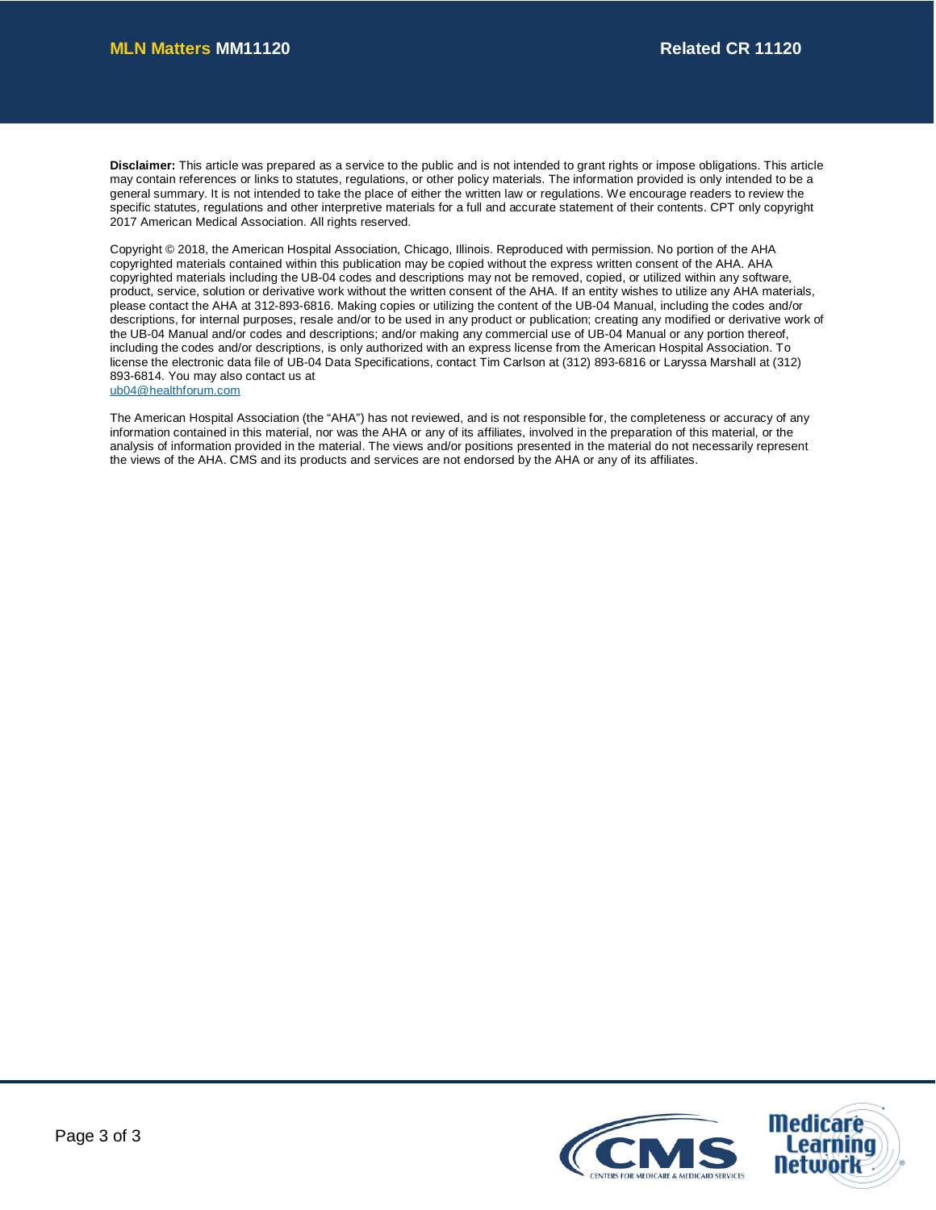**Disclaimer:** This article was prepared as a service to the public and is not intended to grant rights or impose obligations. This article may contain references or links to statutes, regulations, or other policy materials. The information provided is only intended to be a general summary. It is not intended to take the place of either the written law or regulations. We encourage readers to review the specific statutes, regulations and other interpretive materials for a full and accurate statement of their contents. CPT only copyright 2017 American Medical Association. All rights reserved.

Copyright © 2018, the American Hospital Association, Chicago, Illinois. Reproduced with permission. No portion of the AHA copyrighted materials contained within this publication may be copied without the express written consent of the AHA. AHA copyrighted materials including the UB-04 codes and descriptions may not be removed, copied, or utilized within any software, product, service, solution or derivative work without the written consent of the AHA. If an entity wishes to utilize any AHA materials, please contact the AHA at 312-893-6816. Making copies or utilizing the content of the UB-04 Manual, including the codes and/or descriptions, for internal purposes, resale and/or to be used in any product or publication; creating any modified or derivative work of the UB-04 Manual and/or codes and descriptions; and/or making any commercial use of UB-04 Manual or any portion thereof, including the codes and/or descriptions, is only authorized with an express license from the American Hospital Association. To license the electronic data file of UB-04 Data Specifications, contact Tim Carlson at (312) 893-6816 or Laryssa Marshall at (312) 893-6814. You may also contact us at ub04@healthforum.com

The American Hospital Association (the "AHA") has not reviewed, and is not responsible for, the completeness or accuracy of any information contained in this material, nor was the AHA or any of its affiliates, involved in the preparation of this material, or the analysis of information provided in the material. The views and/or positions presented in the material do not necessarily represent the views of the AHA. CMS and its products and services are not endorsed by the AHA or any of its affiliates.